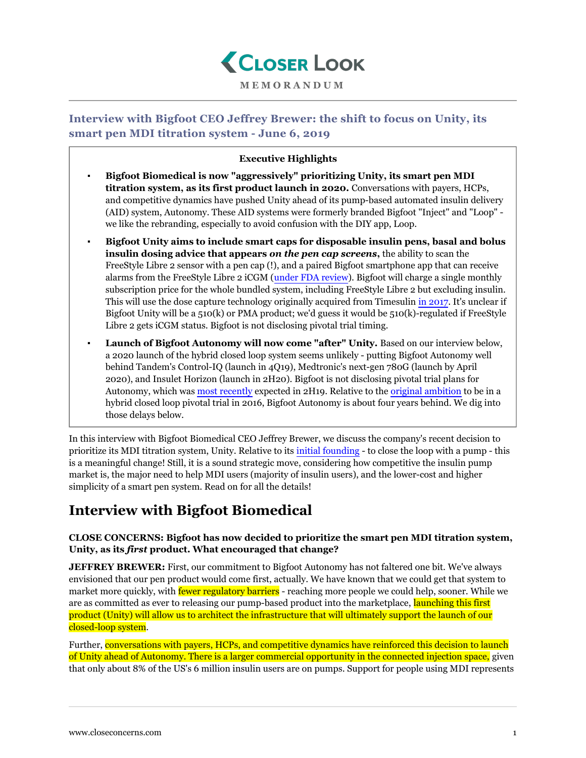# Closer Look

MEMORANDUM

## Interview with Bigfoot CEO Jeffrey Brewer: the shift to focus on Unity, its smart pen MDI titration system - June 6, 2019

**Executive Highlights**

- **Bigfoot Biomedical is now "aggressively" prioritizing Unity, its smart pen MDI titration system, as its first product launch in 2020.** Conversations with payers, HCPs, and competitive dynamics have pushed Unity ahead of its pump-based automated insulin delivery (AID) system, Autonomy. These AID systems were formerly branded Bigfoot "Inject" and "Loop" - we like the rebranding, especially to avoid confusion with the DIY app, Loop.
- **Bigfoot Unity aims to include smart caps for disposable insulin pens, basal and bolus insulin dosing advice that appears *on the pen cap screens*,** the ability to scan the FreeStyle Libre 2 sensor with a pen cap (!), and a paired Bigfoot smartphone app that can receive alarms from the FreeStyle Libre 2 iCGM (under FDA review). Bigfoot will charge a single monthly subscription price for the whole bundled system, including FreeStyle Libre 2 but excluding insulin. This will use the dose capture technology originally acquired from Timesulin in 2017. It's unclear if Bigfoot Unity will be a 510(k) or PMA product; we'd guess it would be 510(k)-regulated if FreeStyle Libre 2 gets iCGM status. Bigfoot is not disclosing pivotal trial timing.
- **Launch of Bigfoot Autonomy will now come "after" Unity.** Based on our interview below, a 2020 launch of the hybrid closed loop system seems unlikely - putting Bigfoot Autonomy well behind Tandem's Control-IQ (launch in 4Q19), Medtronic's next-gen 780G (launch by April 2020), and Insulet Horizon (launch in 2H20). Bigfoot is not disclosing pivotal trial plans for Autonomy, which was most recently expected in 2H19. Relative to the original ambition to be in a hybrid closed loop pivotal trial in 2016, Bigfoot Autonomy is about four years behind. We dig into those delays below.

In this interview with Bigfoot Biomedical CEO Jeffrey Brewer, we discuss the company's recent decision to prioritize its MDI titration system, Unity. Relative to its initial founding - to close the loop with a pump - this is a meaningful change! Still, it is a sound strategic move, considering how competitive the insulin pump market is, the major need to help MDI users (majority of insulin users), and the lower-cost and higher simplicity of a smart pen system. Read on for all the details!

# Interview with Bigfoot Biomedical

**CLOSE CONCERNS: Bigfoot has now decided to prioritize the smart pen MDI titration system, Unity, as its *first* product. What encouraged that change?**

**JEFFREY BREWER:** First, our commitment to Bigfoot Autonomy has not faltered one bit. We've always envisioned that our pen product would come first, actually. We have known that we could get that system to market more quickly, with fewer regulatory barriers - reaching more people we could help, sooner. While we are as committed as ever to releasing our pump-based product into the marketplace, launching this first product (Unity) will allow us to architect the infrastructure that will ultimately support the launch of our closed-loop system.

Further, conversations with payers, HCPs, and competitive dynamics have reinforced this decision to launch of Unity ahead of Autonomy. There is a larger commercial opportunity in the connected injection space, given that only about 8% of the US's 6 million insulin users are on pumps. Support for people using MDI represents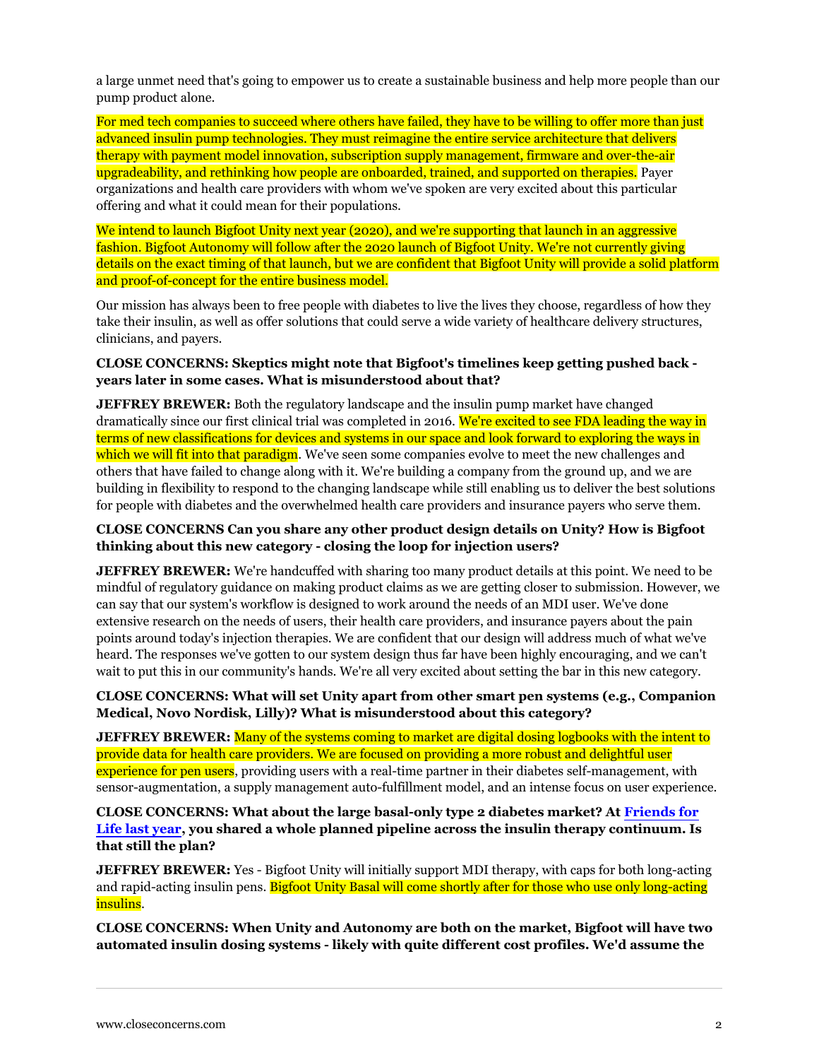a large unmet need that's going to empower us to create a sustainable business and help more people than our pump product alone.

For med tech companies to succeed where others have failed, they have to be willing to offer more than just advanced insulin pump technologies. They must reimagine the entire service architecture that delivers therapy with payment model innovation, subscription supply management, firmware and over-the-air upgradeability, and rethinking how people are onboarded, trained, and supported on therapies. Payer organizations and health care providers with whom we've spoken are very excited about this particular offering and what it could mean for their populations.

We intend to launch Bigfoot Unity next year (2020), and we're supporting that launch in an aggressive fashion. Bigfoot Autonomy will follow after the 2020 launch of Bigfoot Unity. We're not currently giving details on the exact timing of that launch, but we are confident that Bigfoot Unity will provide a solid platform and proof-of-concept for the entire business model.

Our mission has always been to free people with diabetes to live the lives they choose, regardless of how they take their insulin, as well as offer solutions that could serve a wide variety of healthcare delivery structures, clinicians, and payers.

**CLOSE CONCERNS: Skeptics might note that Bigfoot's timelines keep getting pushed back - years later in some cases. What is misunderstood about that?**

**JEFFREY BREWER:** Both the regulatory landscape and the insulin pump market have changed dramatically since our first clinical trial was completed in 2016. We're excited to see FDA leading the way in terms of new classifications for devices and systems in our space and look forward to exploring the ways in which we will fit into that paradigm. We've seen some companies evolve to meet the new challenges and others that have failed to change along with it. We're building a company from the ground up, and we are building in flexibility to respond to the changing landscape while still enabling us to deliver the best solutions for people with diabetes and the overwhelmed health care providers and insurance payers who serve them.

**CLOSE CONCERNS Can you share any other product design details on Unity? How is Bigfoot thinking about this new category - closing the loop for injection users?**

**JEFFREY BREWER:** We're handcuffed with sharing too many product details at this point. We need to be mindful of regulatory guidance on making product claims as we are getting closer to submission. However, we can say that our system's workflow is designed to work around the needs of an MDI user. We've done extensive research on the needs of users, their health care providers, and insurance payers about the pain points around today's injection therapies. We are confident that our design will address much of what we've heard. The responses we've gotten to our system design thus far have been highly encouraging, and we can't wait to put this in our community's hands. We're all very excited about setting the bar in this new category.

**CLOSE CONCERNS: What will set Unity apart from other smart pen systems (e.g., Companion Medical, Novo Nordisk, Lilly)? What is misunderstood about this category?**

**JEFFREY BREWER:** Many of the systems coming to market are digital dosing logbooks with the intent to provide data for health care providers. We are focused on providing a more robust and delightful user experience for pen users, providing users with a real-time partner in their diabetes self-management, with sensor-augmentation, a supply management auto-fulfillment model, and an intense focus on user experience.

**CLOSE CONCERNS: What about the large basal-only type 2 diabetes market? At [Friends for Life last year](), you shared a whole planned pipeline across the insulin therapy continuum. Is that still the plan?**

**JEFFREY BREWER:** Yes - Bigfoot Unity will initially support MDI therapy, with caps for both long-acting and rapid-acting insulin pens. Bigfoot Unity Basal will come shortly after for those who use only long-acting insulins.

**CLOSE CONCERNS: When Unity and Autonomy are both on the market, Bigfoot will have two automated insulin dosing systems - likely with quite different cost profiles. We'd assume the**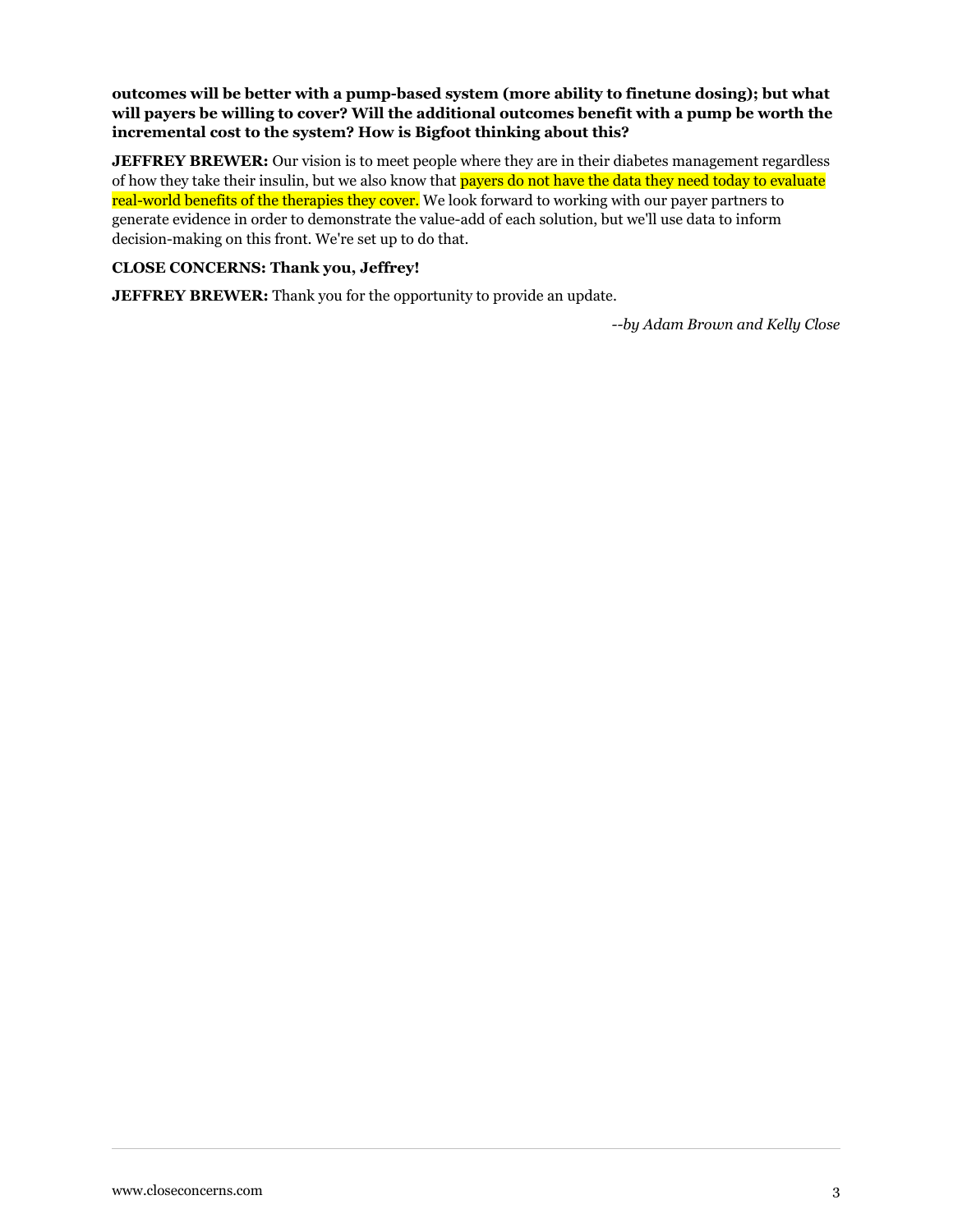**outcomes will be better with a pump-based system (more ability to finetune dosing); but what will payers be willing to cover? Will the additional outcomes benefit with a pump be worth the incremental cost to the system? How is Bigfoot thinking about this?**

**JEFFREY BREWER:** Our vision is to meet people where they are in their diabetes management regardless of how they take their insulin, but we also know that payers do not have the data they need today to evaluate real-world benefits of the therapies they cover. We look forward to working with our payer partners to generate evidence in order to demonstrate the value-add of each solution, but we'll use data to inform decision-making on this front. We're set up to do that.

**CLOSE CONCERNS: Thank you, Jeffrey!**

**JEFFREY BREWER:** Thank you for the opportunity to provide an update.

*--by Adam Brown and Kelly Close*